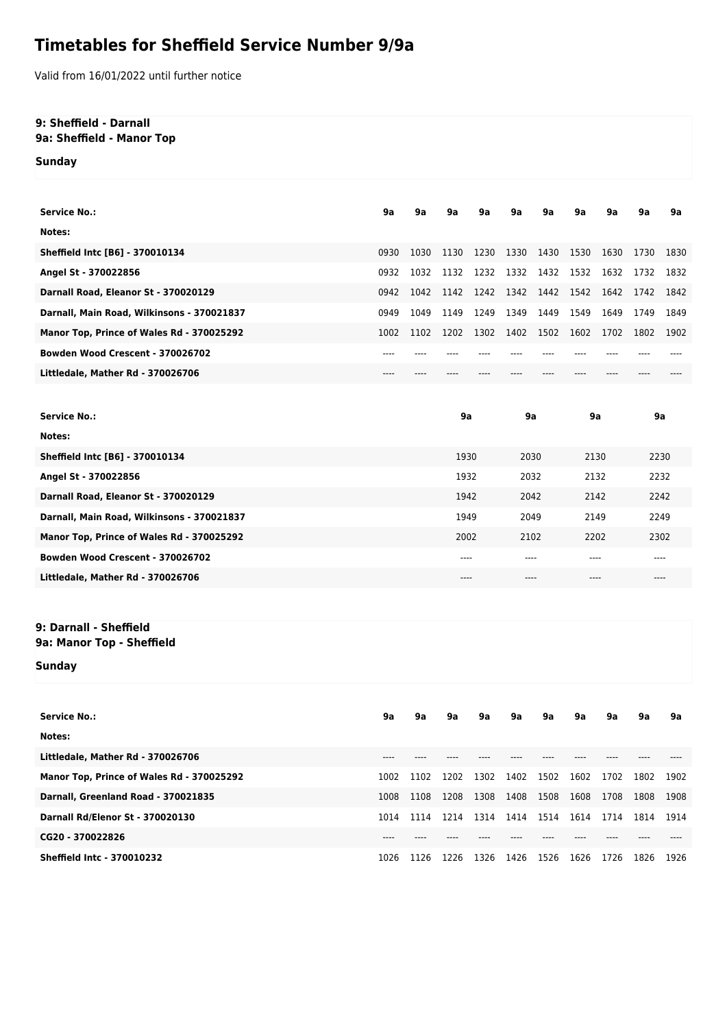# Timetables for Sheffield Service Number 9/9a

Valid from 16/01/2022 until further notice

**9: Sheffield - Darnall**
**9a: Sheffield - Manor Top**

**Sunday**

| Service No.: | 9a | 9a | 9a | 9a | 9a | 9a | 9a | 9a | 9a | 9a |
|---|---|---|---|---|---|---|---|---|---|---|
| Notes: | | | | | | | | | | |
| Sheffield Intc [B6] - 370010134 | 0930 | 1030 | 1130 | 1230 | 1330 | 1430 | 1530 | 1630 | 1730 | 1830 |
| Angel St - 370022856 | 0932 | 1032 | 1132 | 1232 | 1332 | 1432 | 1532 | 1632 | 1732 | 1832 |
| Darnall Road, Eleanor St - 370020129 | 0942 | 1042 | 1142 | 1242 | 1342 | 1442 | 1542 | 1642 | 1742 | 1842 |
| Darnall, Main Road, Wilkinsons - 370021837 | 0949 | 1049 | 1149 | 1249 | 1349 | 1449 | 1549 | 1649 | 1749 | 1849 |
| Manor Top, Prince of Wales Rd - 370025292 | 1002 | 1102 | 1202 | 1302 | 1402 | 1502 | 1602 | 1702 | 1802 | 1902 |
| Bowden Wood Crescent - 370026702 | ---- | ---- | ---- | ---- | ---- | ---- | ---- | ---- | ---- | ---- |
| Littledale, Mather Rd - 370026706 | ---- | ---- | ---- | ---- | ---- | ---- | ---- | ---- | ---- | ---- |

| Service No.: | 9a | 9a | 9a | 9a |
|---|---|---|---|---|
| Notes: | | | | |
| Sheffield Intc [B6] - 370010134 | 1930 | 2030 | 2130 | 2230 |
| Angel St - 370022856 | 1932 | 2032 | 2132 | 2232 |
| Darnall Road, Eleanor St - 370020129 | 1942 | 2042 | 2142 | 2242 |
| Darnall, Main Road, Wilkinsons - 370021837 | 1949 | 2049 | 2149 | 2249 |
| Manor Top, Prince of Wales Rd - 370025292 | 2002 | 2102 | 2202 | 2302 |
| Bowden Wood Crescent - 370026702 | ---- | ---- | ---- | ---- |
| Littledale, Mather Rd - 370026706 | ---- | ---- | ---- | ---- |

**9: Darnall - Sheffield**
**9a: Manor Top - Sheffield**

**Sunday**

| Service No.: | 9a | 9a | 9a | 9a | 9a | 9a | 9a | 9a | 9a | 9a |
|---|---|---|---|---|---|---|---|---|---|---|
| Notes: | | | | | | | | | | |
| Littledale, Mather Rd - 370026706 | ---- | ---- | ---- | ---- | ---- | ---- | ---- | ---- | ---- | ---- |
| Manor Top, Prince of Wales Rd - 370025292 | 1002 | 1102 | 1202 | 1302 | 1402 | 1502 | 1602 | 1702 | 1802 | 1902 |
| Darnall, Greenland Road - 370021835 | 1008 | 1108 | 1208 | 1308 | 1408 | 1508 | 1608 | 1708 | 1808 | 1908 |
| Darnall Rd/Elenor St - 370020130 | 1014 | 1114 | 1214 | 1314 | 1414 | 1514 | 1614 | 1714 | 1814 | 1914 |
| CG20 - 370022826 | ---- | ---- | ---- | ---- | ---- | ---- | ---- | ---- | ---- | ---- |
| Sheffield Intc - 370010232 | 1026 | 1126 | 1226 | 1326 | 1426 | 1526 | 1626 | 1726 | 1826 | 1926 |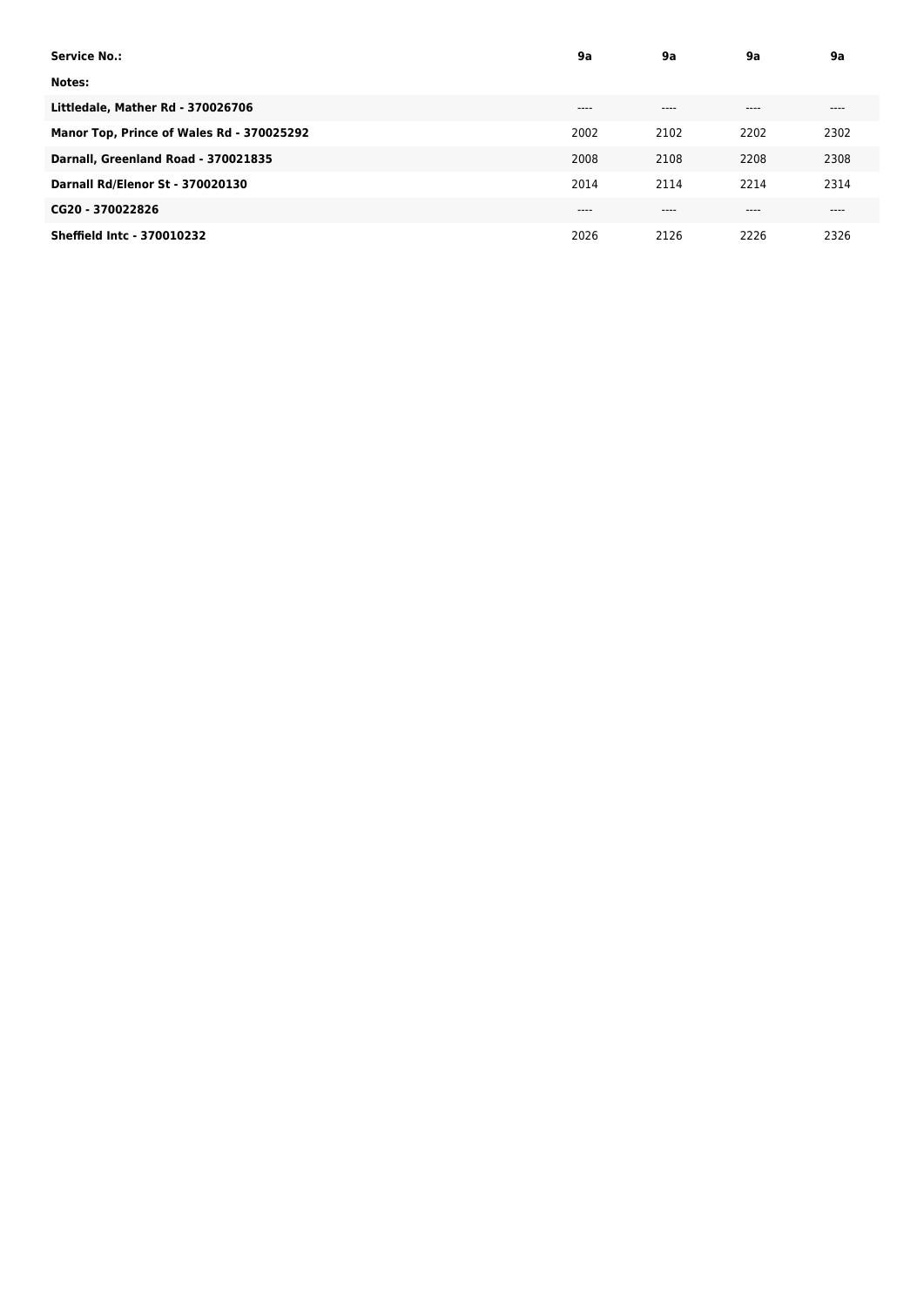| Service No.: | 9a | 9a | 9a | 9a |
|---|---|---|---|---|
| Notes: | | | | |
| Littledale, Mather Rd - 370026706 | ---- | ---- | ---- | ---- |
| Manor Top, Prince of Wales Rd - 370025292 | 2002 | 2102 | 2202 | 2302 |
| Darnall, Greenland Road - 370021835 | 2008 | 2108 | 2208 | 2308 |
| Darnall Rd/Elenor St - 370020130 | 2014 | 2114 | 2214 | 2314 |
| CG20 - 370022826 | ---- | ---- | ---- | ---- |
| Sheffield Intc - 370010232 | 2026 | 2126 | 2226 | 2326 |